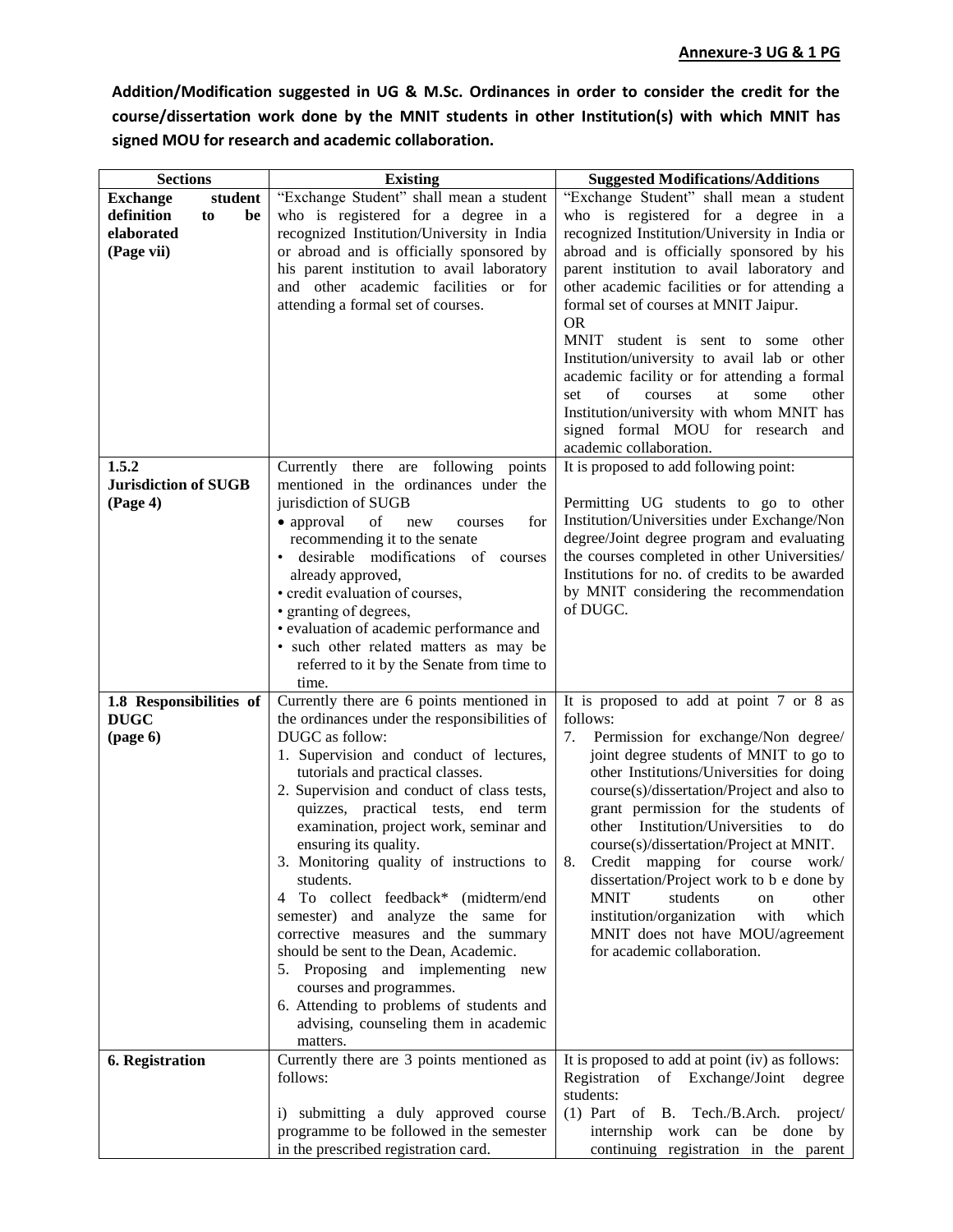**Annexure-3 UG & 1 PG**

**Addition/Modification suggested in UG & M.Sc. Ordinances in order to consider the credit for the course/dissertation work done by the MNIT students in other Institution(s) with which MNIT has signed MOU for research and academic collaboration.**

| Sections | Existing | Suggested Modifications/Additions |
|---|---|---|
| **Exchange student definition to be elaborated (Page vii)** | "Exchange Student" shall mean a student who is registered for a degree in a recognized Institution/University in India or abroad and is officially sponsored by his parent institution to avail laboratory and other academic facilities or for attending a formal set of courses. | "Exchange Student" shall mean a student who is registered for a degree in a recognized Institution/University in India or abroad and is officially sponsored by his parent institution to avail laboratory and other academic facilities or for attending a formal set of courses at MNIT Jaipur.<br>OR<br>MNIT student is sent to some other Institution/university to avail lab or other academic facility or for attending a formal set of courses at some other Institution/university with whom MNIT has signed formal MOU for research and academic collaboration. |
| **1.5.2 Jurisdiction of SUGB (Page 4)** | Currently there are following points mentioned in the ordinances under the jurisdiction of SUGB<br>• approval of new courses for recommending it to the senate<br>• desirable modifications of courses already approved,<br>• credit evaluation of courses,<br>• granting of degrees,<br>• evaluation of academic performance and<br>• such other related matters as may be referred to it by the Senate from time to time. | It is proposed to add following point:<br><br>Permitting UG students to go to other Institution/Universities under Exchange/Non degree/Joint degree program and evaluating the courses completed in other Universities/ Institutions for no. of credits to be awarded by MNIT considering the recommendation of DUGC. |
| **1.8 Responsibilities of DUGC (page 6)** | Currently there are 6 points mentioned in the ordinances under the responsibilities of DUGC as follow:<br>1. Supervision and conduct of lectures, tutorials and practical classes.<br>2. Supervision and conduct of class tests, quizzes, practical tests, end term examination, project work, seminar and ensuring its quality.<br>3. Monitoring quality of instructions to students.<br>4 To collect feedback* (midterm/end semester) and analyze the same for corrective measures and the summary should be sent to the Dean, Academic.<br>5. Proposing and implementing new courses and programmes.<br>6. Attending to problems of students and advising, counseling them in academic matters. | It is proposed to add at point 7 or 8 as follows:<br>7. Permission for exchange/Non degree/ joint degree students of MNIT to go to other Institutions/Universities for doing course(s)/dissertation/Project and also to grant permission for the students of other Institution/Universities to do course(s)/dissertation/Project at MNIT.<br>8. Credit mapping for course work/ dissertation/Project work to b e done by MNIT students on other institution/organization with which MNIT does not have MOU/agreement for academic collaboration. |
| **6. Registration** | Currently there are 3 points mentioned as follows:<br><br>i) submitting a duly approved course programme to be followed in the semester in the prescribed registration card. | It is proposed to add at point (iv) as follows:<br>Registration of Exchange/Joint degree students:<br>(1) Part of B. Tech./B.Arch. project/ internship work can be done by continuing registration in the parent |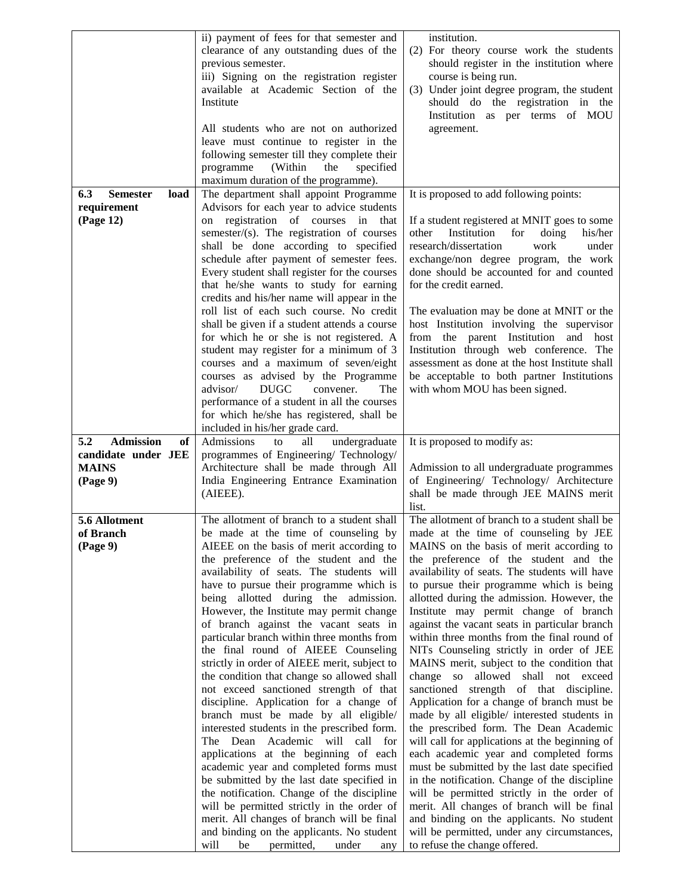| | | |
|---|---|---|
| | ii) payment of fees for that semester and clearance of any outstanding dues of the previous semester.<br>iii) Signing on the registration register available at Academic Section of the Institute<br><br>All students who are not on authorized leave must continue to register in the following semester till they complete their programme (Within the specified maximum duration of the programme). | institution.<br>(2) For theory course work the students should register in the institution where course is being run.<br>(3) Under joint degree program, the student should do the registration in the Institution as per terms of MOU agreement. |
| **6.3 Semester load requirement (Page 12)** | The department shall appoint Programme Advisors for each year to advice students on registration of courses in that semester/(s). The registration of courses shall be done according to specified schedule after payment of semester fees. Every student shall register for the courses that he/she wants to study for earning credits and his/her name will appear in the roll list of each such course. No credit shall be given if a student attends a course for which he or she is not registered. A student may register for a minimum of 3 courses and a maximum of seven/eight courses as advised by the Programme advisor/ DUGC convener. The performance of a student in all the courses for which he/she has registered, shall be included in his/her grade card. | It is proposed to add following points:<br><br>If a student registered at MNIT goes to some other Institution for doing his/her research/dissertation work under exchange/non degree program, the work done should be accounted for and counted for the credit earned.<br><br>The evaluation may be done at MNIT or the host Institution involving the supervisor from the parent Institution and host Institution through web conference. The assessment as done at the host Institute shall be acceptable to both partner Institutions with whom MOU has been signed. |
| **5.2 Admission of candidate under JEE MAINS (Page 9)** | Admissions to all undergraduate programmes of Engineering/ Technology/ Architecture shall be made through All India Engineering Entrance Examination (AIEEE). | It is proposed to modify as:<br><br>Admission to all undergraduate programmes of Engineering/ Technology/ Architecture shall be made through JEE MAINS merit list. |
| **5.6 Allotment of Branch (Page 9)** | The allotment of branch to a student shall be made at the time of counseling by AIEEE on the basis of merit according to the preference of the student and the availability of seats. The students will have to pursue their programme which is being allotted during the admission. However, the Institute may permit change of branch against the vacant seats in particular branch within three months from the final round of AIEEE Counseling strictly in order of AIEEE merit, subject to the condition that change so allowed shall not exceed sanctioned strength of that discipline. Application for a change of branch must be made by all eligible/ interested students in the prescribed form. The Dean Academic will call for applications at the beginning of each academic year and completed forms must be submitted by the last date specified in the notification. Change of the discipline will be permitted strictly in the order of merit. All changes of branch will be final and binding on the applicants. No student will be permitted, under any | The allotment of branch to a student shall be made at the time of counseling by JEE MAINS on the basis of merit according to the preference of the student and the availability of seats. The students will have to pursue their programme which is being allotted during the admission. However, the Institute may permit change of branch against the vacant seats in particular branch within three months from the final round of NITs Counseling strictly in order of JEE MAINS merit, subject to the condition that change so allowed shall not exceed sanctioned strength of that discipline. Application for a change of branch must be made by all eligible/ interested students in the prescribed form. The Dean Academic will call for applications at the beginning of each academic year and completed forms must be submitted by the last date specified in the notification. Change of the discipline will be permitted strictly in the order of merit. All changes of branch will be final and binding on the applicants. No student will be permitted, under any circumstances, to refuse the change offered. |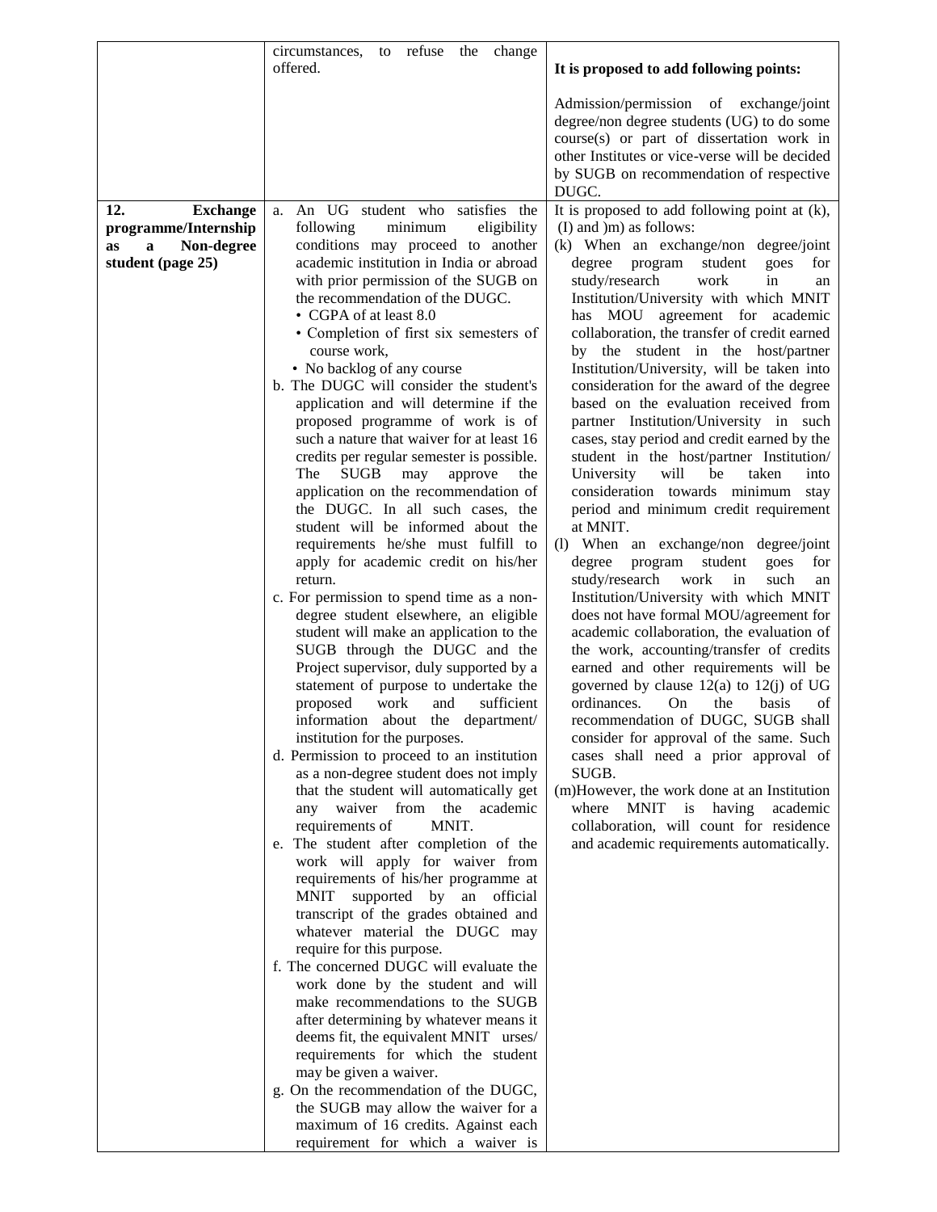| | | |
|---|---|---|
| | circumstances, to refuse the change offered. | **It is proposed to add following points:**<br><br>Admission/permission of exchange/joint degree/non degree students (UG) to do some course(s) or part of dissertation work in other Institutes or vice-verse will be decided by SUGB on recommendation of respective DUGC. |
| **12. Exchange programme/Internship as a Non-degree student (page 25)** | a. An UG student who satisfies the following minimum eligibility conditions may proceed to another academic institution in India or abroad with prior permission of the SUGB on the recommendation of the DUGC.<br>• CGPA of at least 8.0<br>• Completion of first six semesters of course work,<br>• No backlog of any course<br>b. The DUGC will consider the student's application and will determine if the proposed programme of work is of such a nature that waiver for at least 16 credits per regular semester is possible. The SUGB may approve the application on the recommendation of the DUGC. In all such cases, the student will be informed about the requirements he/she must fulfill to apply for academic credit on his/her return.<br>c. For permission to spend time as a non-degree student elsewhere, an eligible student will make an application to the SUGB through the DUGC and the Project supervisor, duly supported by a statement of purpose to undertake the proposed work and sufficient information about the department/ institution for the purposes.<br>d. Permission to proceed to an institution as a non-degree student does not imply that the student will automatically get any waiver from the academic requirements of MNIT.<br>e. The student after completion of the work will apply for waiver from requirements of his/her programme at MNIT supported by an official transcript of the grades obtained and whatever material the DUGC may require for this purpose.<br>f. The concerned DUGC will evaluate the work done by the student and will make recommendations to the SUGB after determining by whatever means it deems fit, the equivalent MNIT urses/ requirements for which the student may be given a waiver.<br>g. On the recommendation of the DUGC, the SUGB may allow the waiver for a maximum of 16 credits. Against each requirement for which a waiver is | It is proposed to add following point at (k), (I) and )m) as follows:<br>(k) When an exchange/non degree/joint degree program student goes for study/research work in an Institution/University with which MNIT has MOU agreement for academic collaboration, the transfer of credit earned by the student in the host/partner Institution/University, will be taken into consideration for the award of the degree based on the evaluation received from partner Institution/University in such cases, stay period and credit earned by the student in the host/partner Institution/ University will be taken into consideration towards minimum stay period and minimum credit requirement at MNIT.<br>(l) When an exchange/non degree/joint degree program student goes for study/research work in such an Institution/University with which MNIT does not have formal MOU/agreement for academic collaboration, the evaluation of the work, accounting/transfer of credits earned and other requirements will be governed by clause 12(a) to 12(j) of UG ordinances. On the basis of recommendation of DUGC, SUGB shall consider for approval of the same. Such cases shall need a prior approval of SUGB.<br>(m)However, the work done at an Institution where MNIT is having academic collaboration, will count for residence and academic requirements automatically. |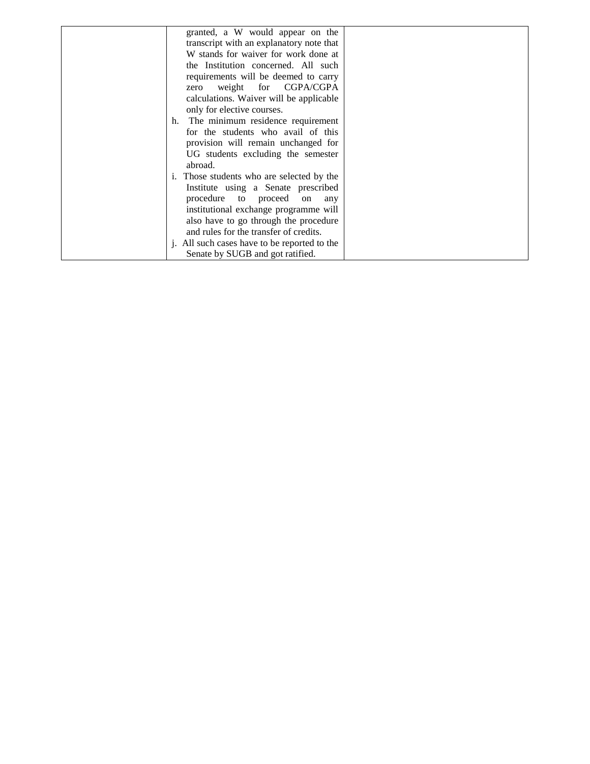| | granted, a W would appear on the transcript with an explanatory note that W stands for waiver for work done at the Institution concerned. All such requirements will be deemed to carry zero weight for CGPA/CGPA calculations. Waiver will be applicable only for elective courses.<br>h. The minimum residence requirement for the students who avail of this provision will remain unchanged for UG students excluding the semester abroad.<br>i. Those students who are selected by the Institute using a Senate prescribed procedure to proceed on any institutional exchange programme will also have to go through the procedure and rules for the transfer of credits.<br>j. All such cases have to be reported to the Senate by SUGB and got ratified. | |
|---|---|---|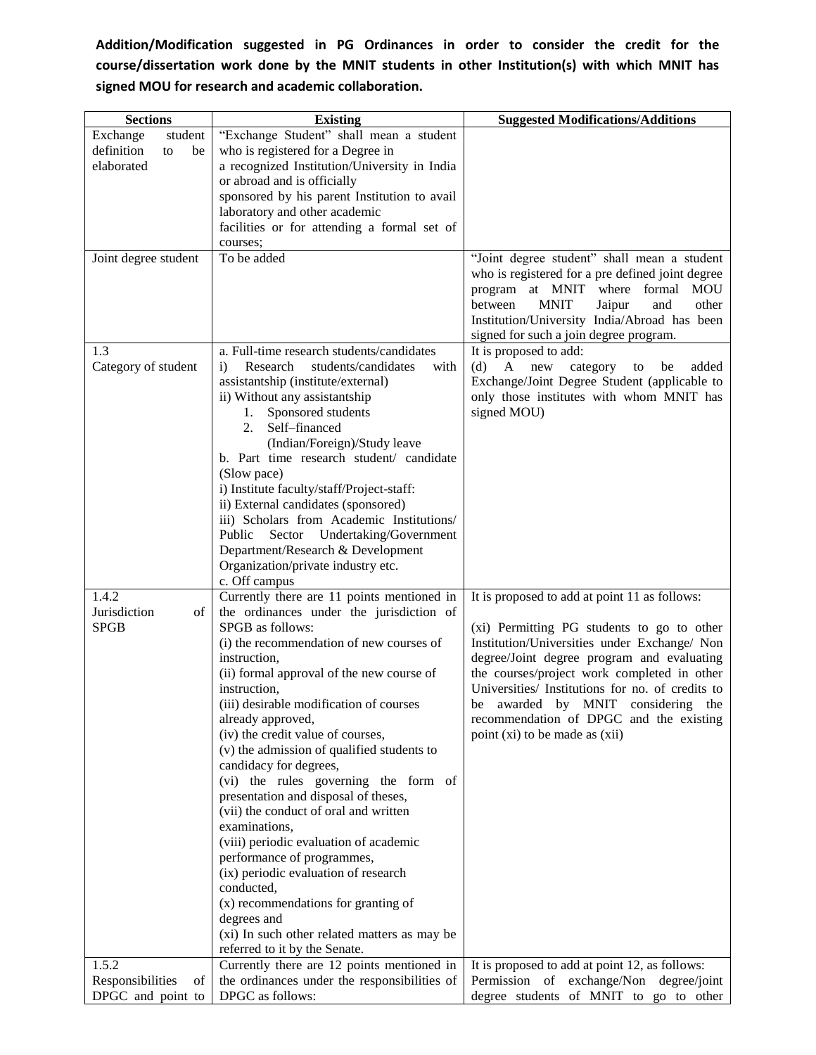**Addition/Modification suggested in PG Ordinances in order to consider the credit for the course/dissertation work done by the MNIT students in other Institution(s) with which MNIT has signed MOU for research and academic collaboration.**

| Sections | Existing | Suggested Modifications/Additions |
|---|---|---|
| Exchange student definition to be elaborated | "Exchange Student" shall mean a student who is registered for a Degree in a recognized Institution/University in India or abroad and is officially sponsored by his parent Institution to avail laboratory and other academic facilities or for attending a formal set of courses; | |
| Joint degree student | To be added | "Joint degree student" shall mean a student who is registered for a pre defined joint degree program at MNIT where formal MOU between MNIT Jaipur and other Institution/University India/Abroad has been signed for such a join degree program. |
| 1.3 Category of student | a. Full-time research students/candidates<br>i) Research students/candidates with assistantship (institute/external)<br>ii) Without any assistantship<br>1. Sponsored students<br>2. Self–financed (Indian/Foreign)/Study leave<br>b. Part time research student/ candidate (Slow pace)<br>i) Institute faculty/staff/Project-staff:<br>ii) External candidates (sponsored)<br>iii) Scholars from Academic Institutions/ Public Sector Undertaking/Government Department/Research & Development Organization/private industry etc.<br>c. Off campus | It is proposed to add:<br>(d) A new category to be added Exchange/Joint Degree Student (applicable to only those institutes with whom MNIT has signed MOU) |
| 1.4.2 Jurisdiction of SPGB | Currently there are 11 points mentioned in the ordinances under the jurisdiction of SPGB as follows:<br>(i) the recommendation of new courses of instruction,<br>(ii) formal approval of the new course of instruction,<br>(iii) desirable modification of courses already approved,<br>(iv) the credit value of courses,<br>(v) the admission of qualified students to candidacy for degrees,<br>(vi) the rules governing the form of presentation and disposal of theses,<br>(vii) the conduct of oral and written examinations,<br>(viii) periodic evaluation of academic performance of programmes,<br>(ix) periodic evaluation of research conducted,<br>(x) recommendations for granting of degrees and<br>(xi) In such other related matters as may be referred to it by the Senate. | It is proposed to add at point 11 as follows:<br><br>(xi) Permitting PG students to go to other Institution/Universities under Exchange/ Non degree/Joint degree program and evaluating the courses/project work completed in other Universities/ Institutions for no. of credits to be awarded by MNIT considering the recommendation of DPGC and the existing point (xi) to be made as (xii) |
| 1.5.2 Responsibilities of DPGC and point to | Currently there are 12 points mentioned in the ordinances under the responsibilities of DPGC as follows: | It is proposed to add at point 12, as follows:<br>Permission of exchange/Non degree/joint degree students of MNIT to go to other |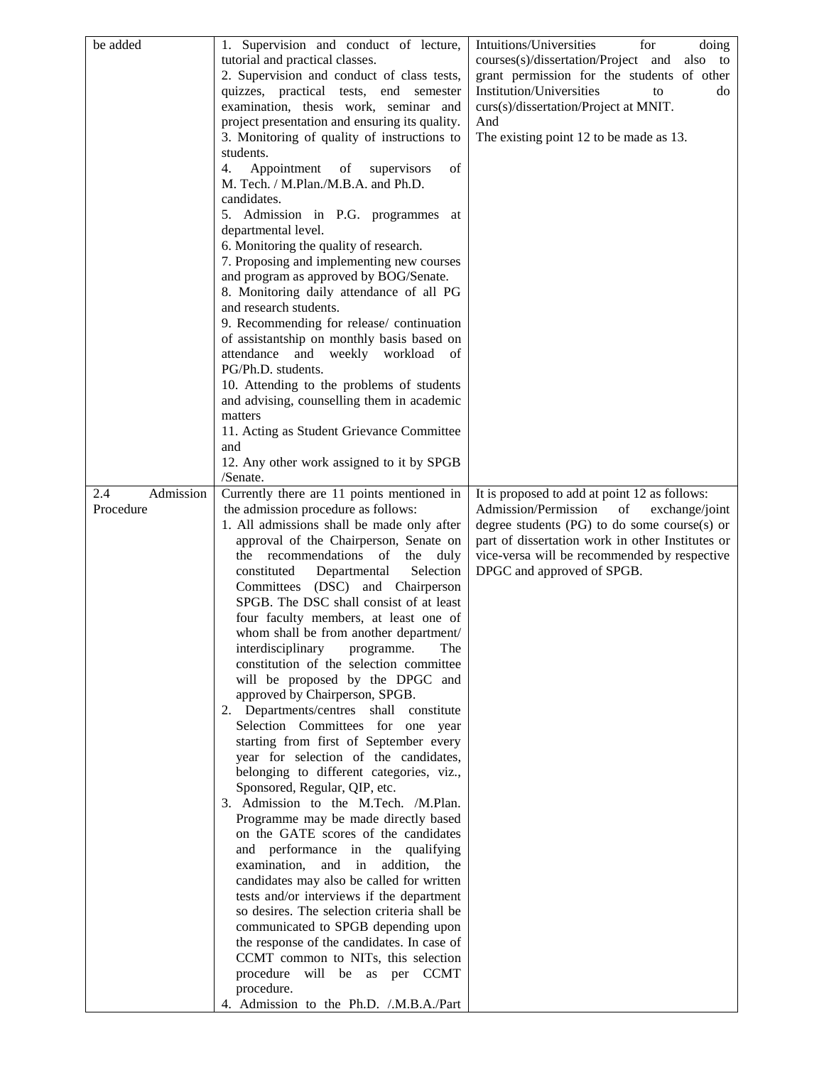| | | |
|---|---|---|
| be added | 1. Supervision and conduct of lecture, tutorial and practical classes.<br>2. Supervision and conduct of class tests, quizzes, practical tests, end semester examination, thesis work, seminar and project presentation and ensuring its quality.<br>3. Monitoring of quality of instructions to students.<br>4. Appointment of supervisors of M. Tech. / M.Plan./M.B.A. and Ph.D. candidates.<br>5. Admission in P.G. programmes at departmental level.<br>6. Monitoring the quality of research.<br>7. Proposing and implementing new courses and program as approved by BOG/Senate.<br>8. Monitoring daily attendance of all PG and research students.<br>9. Recommending for release/ continuation of assistantship on monthly basis based on attendance and weekly workload of PG/Ph.D. students.<br>10. Attending to the problems of students and advising, counselling them in academic matters<br>11. Acting as Student Grievance Committee and<br>12. Any other work assigned to it by SPGB /Senate. | Intuitions/Universities for doing courses(s)/dissertation/Project and also to grant permission for the students of other Institution/Universities to do curs(s)/dissertation/Project at MNIT.<br>And<br>The existing point 12 to be made as 13. |
| 2.4 Admission Procedure | Currently there are 11 points mentioned in the admission procedure as follows:<br>1. All admissions shall be made only after approval of the Chairperson, Senate on the recommendations of the duly constituted Departmental Selection Committees (DSC) and Chairperson SPGB. The DSC shall consist of at least four faculty members, at least one of whom shall be from another department/ interdisciplinary programme. The constitution of the selection committee will be proposed by the DPGC and approved by Chairperson, SPGB.<br>2. Departments/centres shall constitute Selection Committees for one year starting from first of September every year for selection of the candidates, belonging to different categories, viz., Sponsored, Regular, QIP, etc.<br>3. Admission to the M.Tech. /M.Plan. Programme may be made directly based on the GATE scores of the candidates and performance in the qualifying examination, and in addition, the candidates may also be called for written tests and/or interviews if the department so desires. The selection criteria shall be communicated to SPGB depending upon the response of the candidates. In case of CCMT common to NITs, this selection procedure will be as per CCMT procedure.<br>4. Admission to the Ph.D. /.M.B.A./Part | It is proposed to add at point 12 as follows:<br>Admission/Permission of exchange/joint degree students (PG) to do some course(s) or part of dissertation work in other Institutes or vice-versa will be recommended by respective DPGC and approved of SPGB. |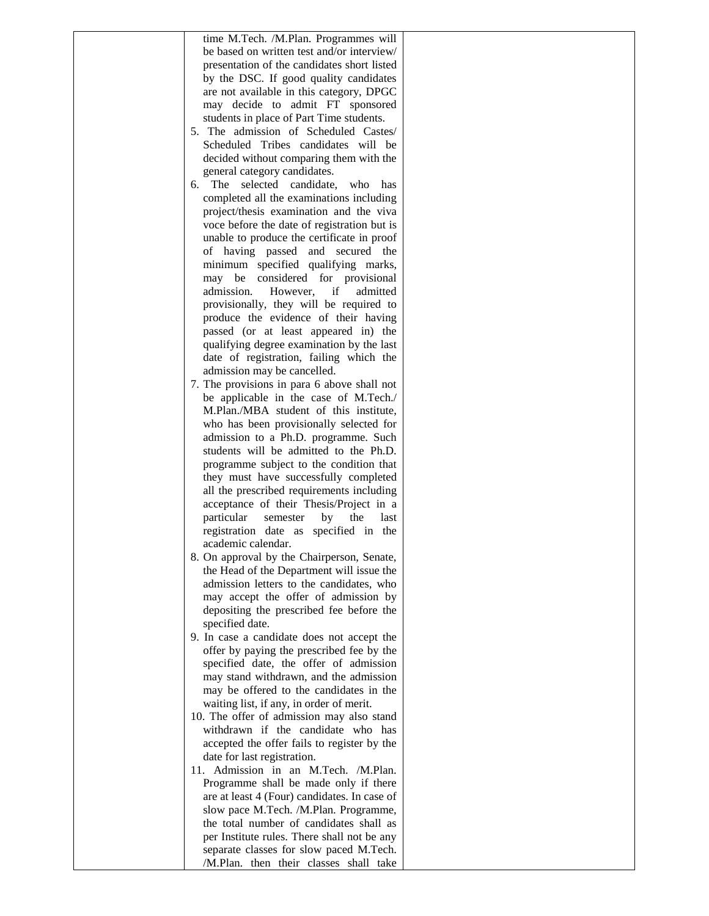| | | |
|---|---|---|
| | time M.Tech. /M.Plan. Programmes will be based on written test and/or interview/ presentation of the candidates short listed by the DSC. If good quality candidates are not available in this category, DPGC may decide to admit FT sponsored students in place of Part Time students.<br>5. The admission of Scheduled Castes/ Scheduled Tribes candidates will be decided without comparing them with the general category candidates.<br>6. The selected candidate, who has completed all the examinations including project/thesis examination and the viva voce before the date of registration but is unable to produce the certificate in proof of having passed and secured the minimum specified qualifying marks, may be considered for provisional admission. However, if admitted provisionally, they will be required to produce the evidence of their having passed (or at least appeared in) the qualifying degree examination by the last date of registration, failing which the admission may be cancelled.<br>7. The provisions in para 6 above shall not be applicable in the case of M.Tech./ M.Plan./MBA student of this institute, who has been provisionally selected for admission to a Ph.D. programme. Such students will be admitted to the Ph.D. programme subject to the condition that they must have successfully completed all the prescribed requirements including acceptance of their Thesis/Project in a particular semester by the last registration date as specified in the academic calendar.<br>8. On approval by the Chairperson, Senate, the Head of the Department will issue the admission letters to the candidates, who may accept the offer of admission by depositing the prescribed fee before the specified date.<br>9. In case a candidate does not accept the offer by paying the prescribed fee by the specified date, the offer of admission may stand withdrawn, and the admission may be offered to the candidates in the waiting list, if any, in order of merit.<br>10. The offer of admission may also stand withdrawn if the candidate who has accepted the offer fails to register by the date for last registration.<br>11. Admission in an M.Tech. /M.Plan. Programme shall be made only if there are at least 4 (Four) candidates. In case of slow pace M.Tech. /M.Plan. Programme, the total number of candidates shall as per Institute rules. There shall not be any separate classes for slow paced M.Tech. /M.Plan. then their classes shall take | |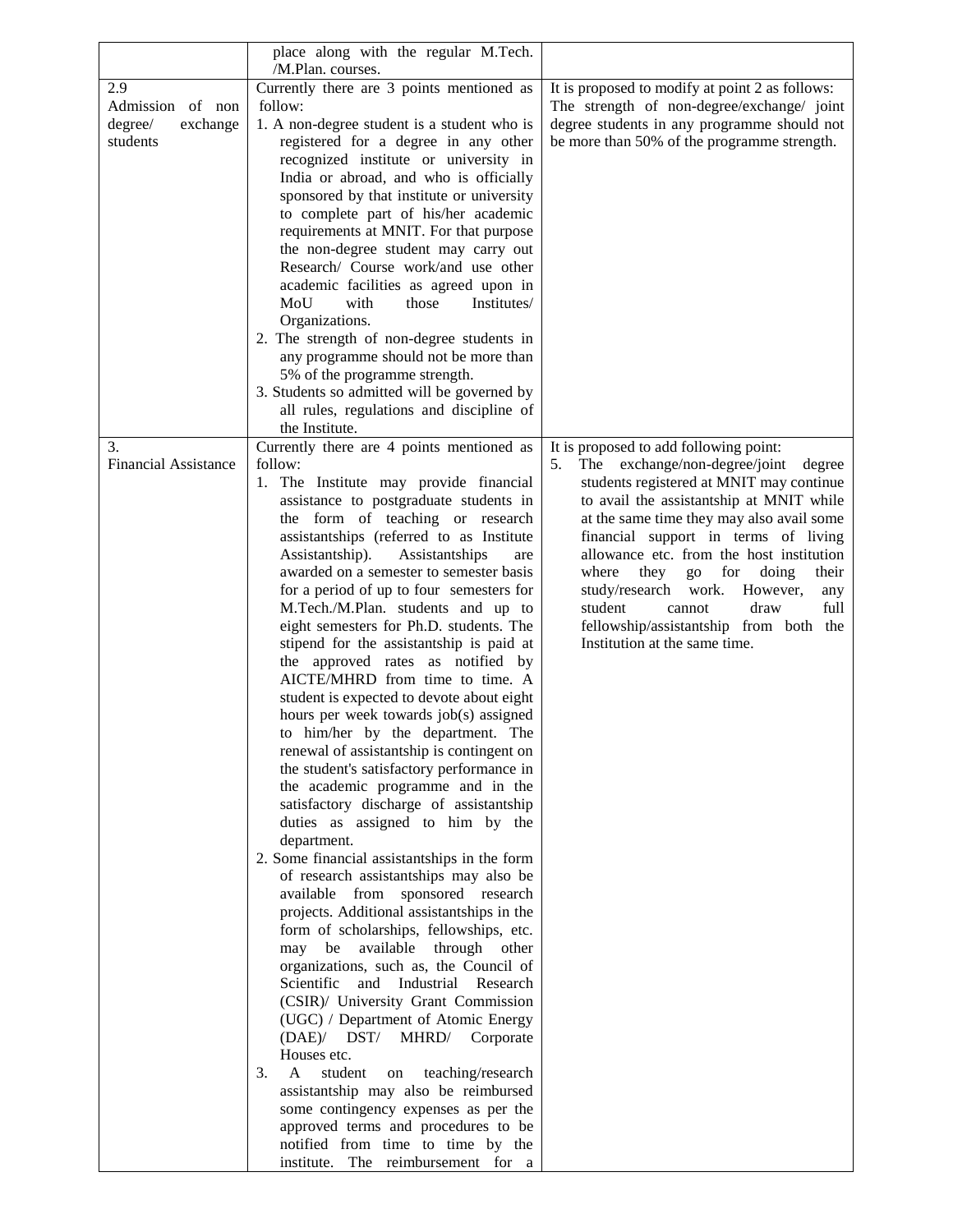| | | |
|---|---|---|
| | place along with the regular M.Tech. /M.Plan. courses. | |
| 2.9 Admission of non degree/ exchange students | Currently there are 3 points mentioned as follow:<br>1. A non-degree student is a student who is registered for a degree in any other recognized institute or university in India or abroad, and who is officially sponsored by that institute or university to complete part of his/her academic requirements at MNIT. For that purpose the non-degree student may carry out Research/ Course work/and use other academic facilities as agreed upon in MoU with those Institutes/ Organizations.<br>2. The strength of non-degree students in any programme should not be more than 5% of the programme strength.<br>3. Students so admitted will be governed by all rules, regulations and discipline of the Institute. | It is proposed to modify at point 2 as follows:<br>The strength of non-degree/exchange/ joint degree students in any programme should not be more than 50% of the programme strength. |
| 3. Financial Assistance | Currently there are 4 points mentioned as follow:<br>1. The Institute may provide financial assistance to postgraduate students in the form of teaching or research assistantships (referred to as Institute Assistantship). Assistantships are awarded on a semester to semester basis for a period of up to four semesters for M.Tech./M.Plan. students and up to eight semesters for Ph.D. students. The stipend for the assistantship is paid at the approved rates as notified by AICTE/MHRD from time to time. A student is expected to devote about eight hours per week towards job(s) assigned to him/her by the department. The renewal of assistantship is contingent on the student's satisfactory performance in the academic programme and in the satisfactory discharge of assistantship duties as assigned to him by the department.<br>2. Some financial assistantships in the form of research assistantships may also be available from sponsored research projects. Additional assistantships in the form of scholarships, fellowships, etc. may be available through other organizations, such as, the Council of Scientific and Industrial Research (CSIR)/ University Grant Commission (UGC) / Department of Atomic Energy (DAE)/ DST/ MHRD/ Corporate Houses etc.<br>3. A student on teaching/research assistantship may also be reimbursed some contingency expenses as per the approved terms and procedures to be notified from time to time by the institute. The reimbursement for a | It is proposed to add following point:<br>5. The exchange/non-degree/joint degree students registered at MNIT may continue to avail the assistantship at MNIT while at the same time they may also avail some financial support in terms of living allowance etc. from the host institution where they go for doing their study/research work. However, any student cannot draw full fellowship/assistantship from both the Institution at the same time. |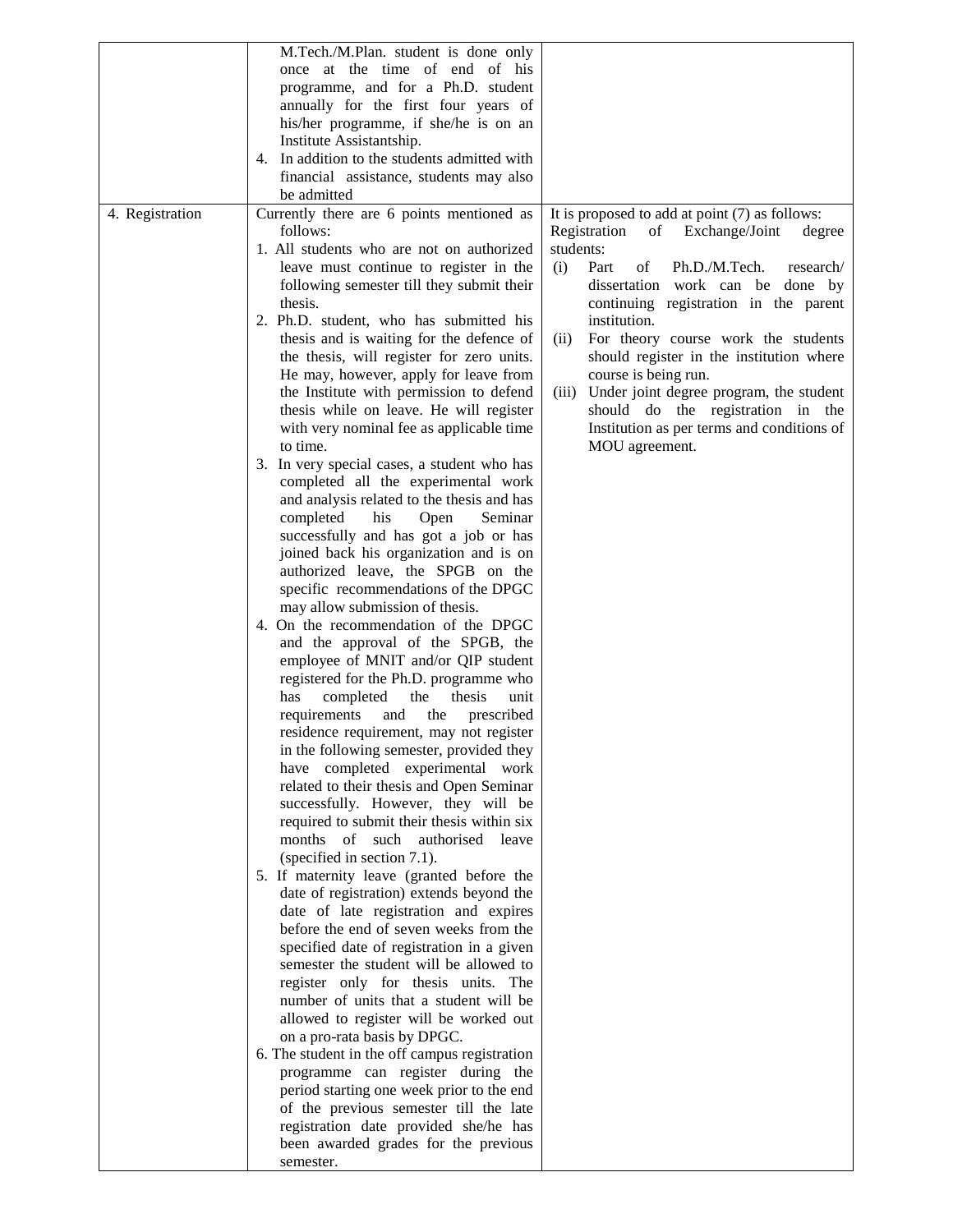| | | |
|---|---|---|
| | M.Tech./M.Plan. student is done only once at the time of end of his programme, and for a Ph.D. student annually for the first four years of his/her programme, if she/he is on an Institute Assistantship.<br>4. In addition to the students admitted with financial assistance, students may also be admitted | |
| 4. Registration | Currently there are 6 points mentioned as follows:<br>1. All students who are not on authorized leave must continue to register in the following semester till they submit their thesis.<br>2. Ph.D. student, who has submitted his thesis and is waiting for the defence of the thesis, will register for zero units. He may, however, apply for leave from the Institute with permission to defend thesis while on leave. He will register with very nominal fee as applicable time to time.<br>3. In very special cases, a student who has completed all the experimental work and analysis related to the thesis and has completed his Open Seminar successfully and has got a job or has joined back his organization and is on authorized leave, the SPGB on the specific recommendations of the DPGC may allow submission of thesis.<br>4. On the recommendation of the DPGC and the approval of the SPGB, the employee of MNIT and/or QIP student registered for the Ph.D. programme who has completed the thesis unit requirements and the prescribed residence requirement, may not register in the following semester, provided they have completed experimental work related to their thesis and Open Seminar successfully. However, they will be required to submit their thesis within six months of such authorised leave (specified in section 7.1).<br>5. If maternity leave (granted before the date of registration) extends beyond the date of late registration and expires before the end of seven weeks from the specified date of registration in a given semester the student will be allowed to register only for thesis units. The number of units that a student will be allowed to register will be worked out on a pro-rata basis by DPGC.<br>6. The student in the off campus registration programme can register during the period starting one week prior to the end of the previous semester till the late registration date provided she/he has been awarded grades for the previous semester. | It is proposed to add at point (7) as follows:<br>Registration of Exchange/Joint degree students:<br>(i) Part of Ph.D./M.Tech. research/ dissertation work can be done by continuing registration in the parent institution.<br>(ii) For theory course work the students should register in the institution where course is being run.<br>(iii) Under joint degree program, the student should do the registration in the Institution as per terms and conditions of MOU agreement. |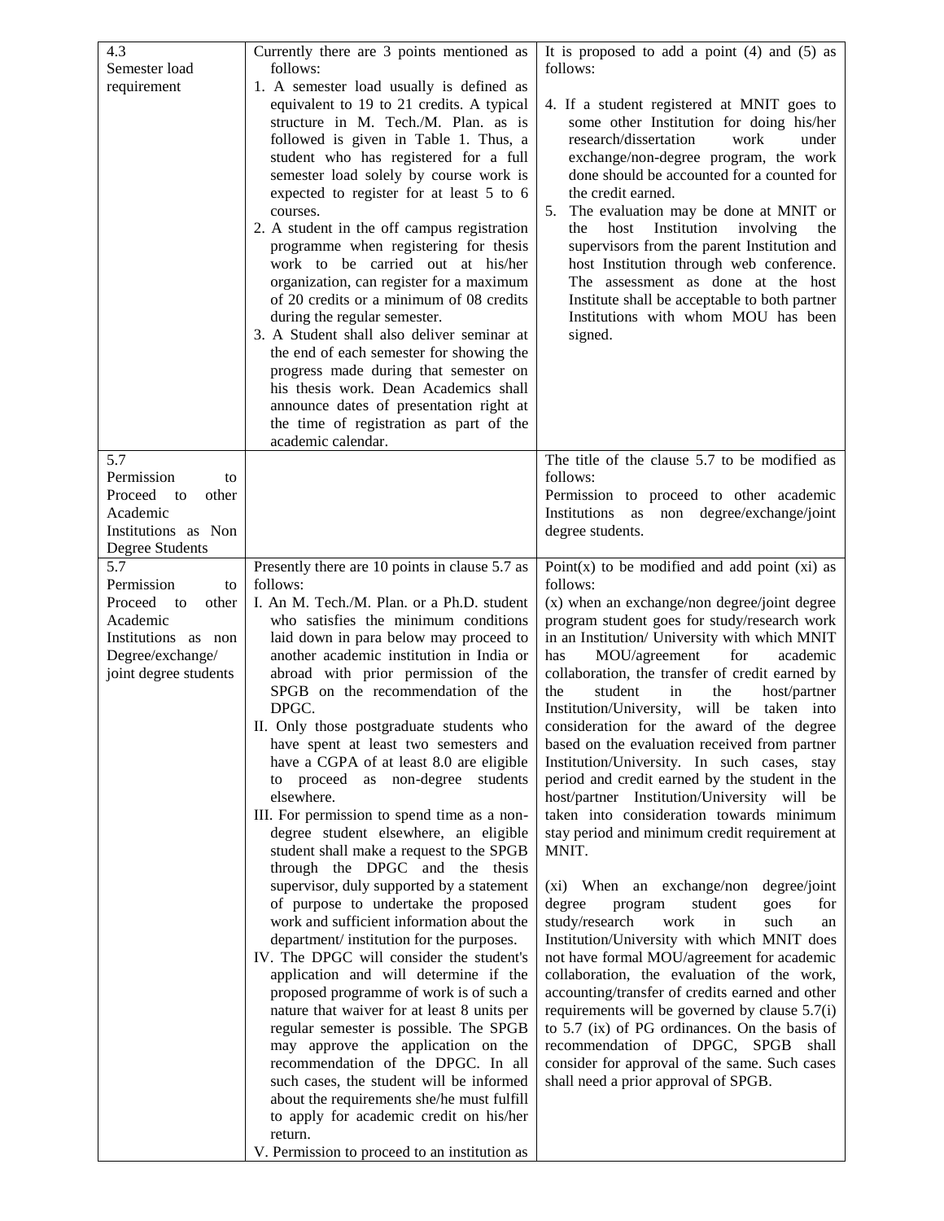| | | |
|---|---|---|
| 4.3 Semester load requirement | Currently there are 3 points mentioned as follows:<br>1. A semester load usually is defined as equivalent to 19 to 21 credits. A typical structure in M. Tech./M. Plan. as is followed is given in Table 1. Thus, a student who has registered for a full semester load solely by course work is expected to register for at least 5 to 6 courses.<br>2. A student in the off campus registration programme when registering for thesis work to be carried out at his/her organization, can register for a maximum of 20 credits or a minimum of 08 credits during the regular semester.<br>3. A Student shall also deliver seminar at the end of each semester for showing the progress made during that semester on his thesis work. Dean Academics shall announce dates of presentation right at the time of registration as part of the academic calendar. | It is proposed to add a point (4) and (5) as follows:<br>4. If a student registered at MNIT goes to some other Institution for doing his/her research/dissertation work under exchange/non-degree program, the work done should be accounted for a counted for the credit earned.<br>5. The evaluation may be done at MNIT or the host Institution involving the supervisors from the parent Institution and host Institution through web conference. The assessment as done at the host Institute shall be acceptable to both partner Institutions with whom MOU has been signed. |
| 5.7 Permission to Proceed to other Academic Institutions as Non Degree Students | | The title of the clause 5.7 to be modified as follows:<br>Permission to proceed to other academic Institutions as non degree/exchange/joint degree students. |
| 5.7 Permission to Proceed to other Academic Institutions as non Degree/exchange/ joint degree students | Presently there are 10 points in clause 5.7 as follows:<br>I. An M. Tech./M. Plan. or a Ph.D. student who satisfies the minimum conditions laid down in para below may proceed to another academic institution in India or abroad with prior permission of the SPGB on the recommendation of the DPGC.<br>II. Only those postgraduate students who have spent at least two semesters and have a CGPA of at least 8.0 are eligible to proceed as non-degree students elsewhere.<br>III. For permission to spend time as a non-degree student elsewhere, an eligible student shall make a request to the SPGB through the DPGC and the thesis supervisor, duly supported by a statement of purpose to undertake the proposed work and sufficient information about the department/ institution for the purposes.<br>IV. The DPGC will consider the student's application and will determine if the proposed programme of work is of such a nature that waiver for at least 8 units per regular semester is possible. The SPGB may approve the application on the recommendation of the DPGC. In all such cases, the student will be informed about the requirements she/he must fulfill to apply for academic credit on his/her return.<br>V. Permission to proceed to an institution as | Point(x) to be modified and add point (xi) as follows:<br>(x) when an exchange/non degree/joint degree program student goes for study/research work in an Institution/ University with which MNIT has MOU/agreement for academic collaboration, the transfer of credit earned by the student in the host/partner Institution/University, will be taken into consideration for the award of the degree based on the evaluation received from partner Institution/University. In such cases, stay period and credit earned by the student in the host/partner Institution/University will be taken into consideration towards minimum stay period and minimum credit requirement at MNIT.<br><br>(xi) When an exchange/non degree/joint degree program student goes for study/research work in such an Institution/University with which MNIT does not have formal MOU/agreement for academic collaboration, the evaluation of the work, accounting/transfer of credits earned and other requirements will be governed by clause 5.7(i) to 5.7 (ix) of PG ordinances. On the basis of recommendation of DPGC, SPGB shall consider for approval of the same. Such cases shall need a prior approval of SPGB. |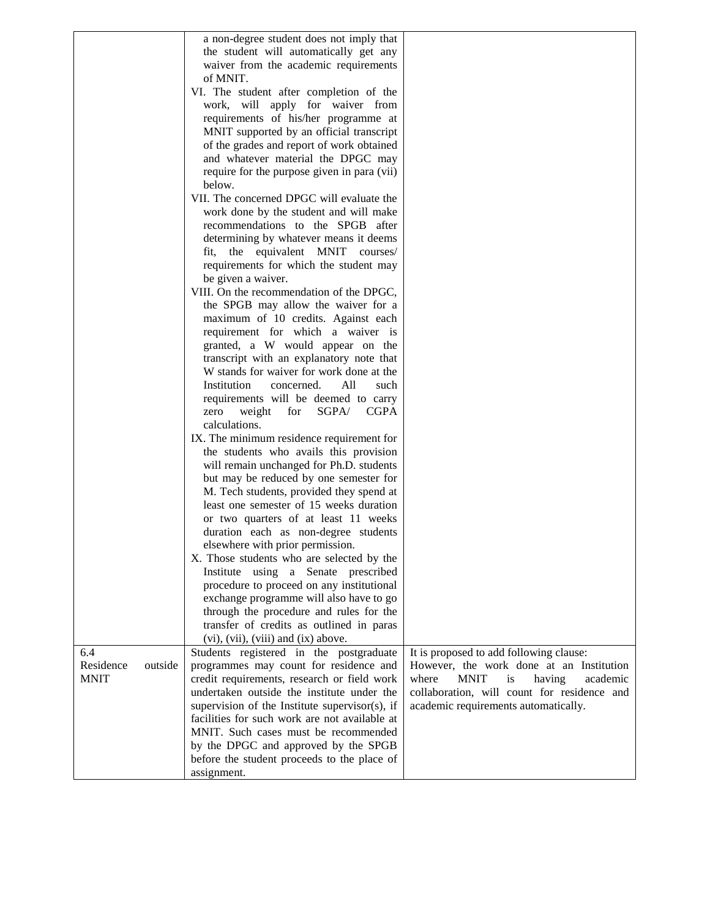| | | |
|---|---|---|
| | a non-degree student does not imply that the student will automatically get any waiver from the academic requirements of MNIT.<br>VI. The student after completion of the work, will apply for waiver from requirements of his/her programme at MNIT supported by an official transcript of the grades and report of work obtained and whatever material the DPGC may require for the purpose given in para (vii) below.<br>VII. The concerned DPGC will evaluate the work done by the student and will make recommendations to the SPGB after determining by whatever means it deems fit, the equivalent MNIT courses/ requirements for which the student may be given a waiver.<br>VIII. On the recommendation of the DPGC, the SPGB may allow the waiver for a maximum of 10 credits. Against each requirement for which a waiver is granted, a W would appear on the transcript with an explanatory note that W stands for waiver for work done at the Institution concerned. All such requirements will be deemed to carry zero weight for SGPA/ CGPA calculations.<br>IX. The minimum residence requirement for the students who avails this provision will remain unchanged for Ph.D. students but may be reduced by one semester for M. Tech students, provided they spend at least one semester of 15 weeks duration or two quarters of at least 11 weeks duration each as non-degree students elsewhere with prior permission.<br>X. Those students who are selected by the Institute using a Senate prescribed procedure to proceed on any institutional exchange programme will also have to go through the procedure and rules for the transfer of credits as outlined in paras (vi), (vii), (viii) and (ix) above. | |
| 6.4 Residence outside MNIT | Students registered in the postgraduate programmes may count for residence and credit requirements, research or field work undertaken outside the institute under the supervision of the Institute supervisor(s), if facilities for such work are not available at MNIT. Such cases must be recommended by the DPGC and approved by the SPGB before the student proceeds to the place of assignment. | It is proposed to add following clause:<br>However, the work done at an Institution where MNIT is having academic collaboration, will count for residence and academic requirements automatically. |